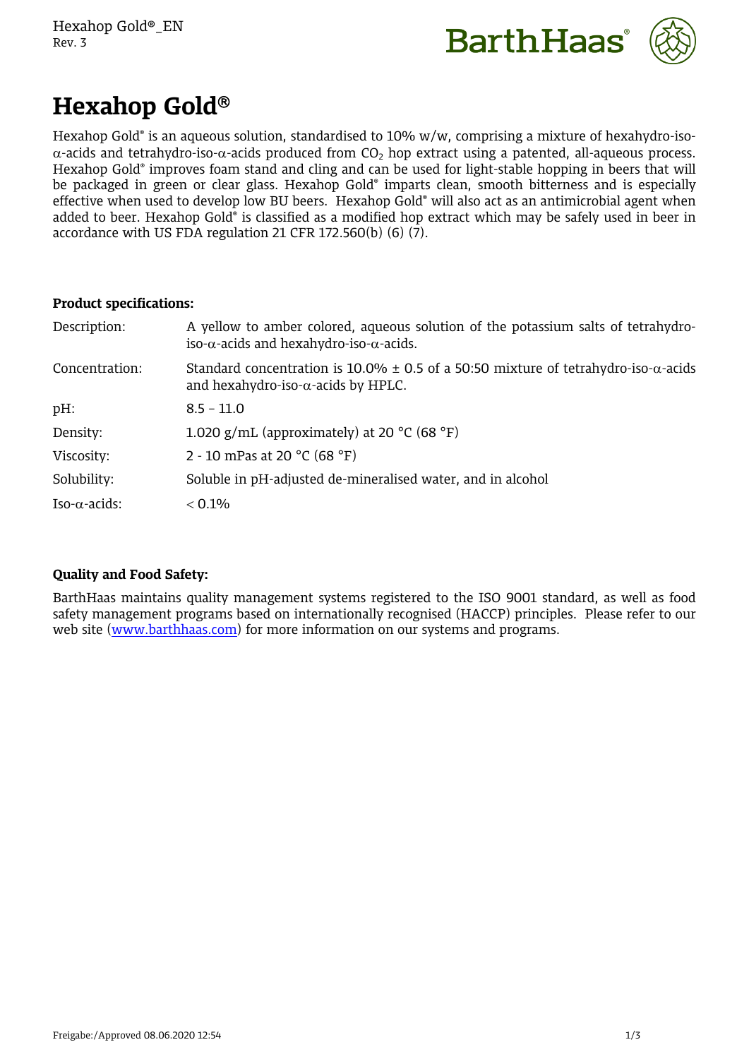# Hexahop Gold®

Hexahop Gold® is an aqueous solution, standardised to 10% w/w, comprising a mixture of hexahydro-iso-$\alpha$-acids and tetrahydro-iso-$\alpha$-acids produced from $CO_2$ hop extract using a patented, all-aqueous process. Hexahop Gold® improves foam stand and cling and can be used for light-stable hopping in beers that will be packaged in green or clear glass. Hexahop Gold® imparts clean, smooth bitterness and is especially effective when used to develop low BU beers. Hexahop Gold® will also act as an antimicrobial agent when added to beer. Hexahop Gold® is classified as a modified hop extract which may be safely used in beer in accordance with US FDA regulation 21 CFR 172.560(b) (6) (7).

**Product specifications:**

| | |
|---|---|
| Description: | A yellow to amber colored, aqueous solution of the potassium salts of tetrahydro-iso-$\alpha$-acids and hexahydro-iso-$\alpha$-acids. |
| Concentration: | Standard concentration is 10.0% ± 0.5 of a 50:50 mixture of tetrahydro-iso-$\alpha$-acids and hexahydro-iso-$\alpha$-acids by HPLC. |
| pH: | 8.5 – 11.0 |
| Density: | 1.020 g/mL (approximately) at 20 °C (68 °F) |
| Viscosity: | 2 - 10 mPas at 20 °C (68 °F) |
| Solubility: | Soluble in pH-adjusted de-mineralised water, and in alcohol |
| Iso-$\alpha$-acids: | < 0.1% |

**Quality and Food Safety:**

BarthHaas maintains quality management systems registered to the ISO 9001 standard, as well as food safety management programs based on internationally recognised (HACCP) principles. Please refer to our web site (www.barthhaas.com) for more information on our systems and programs.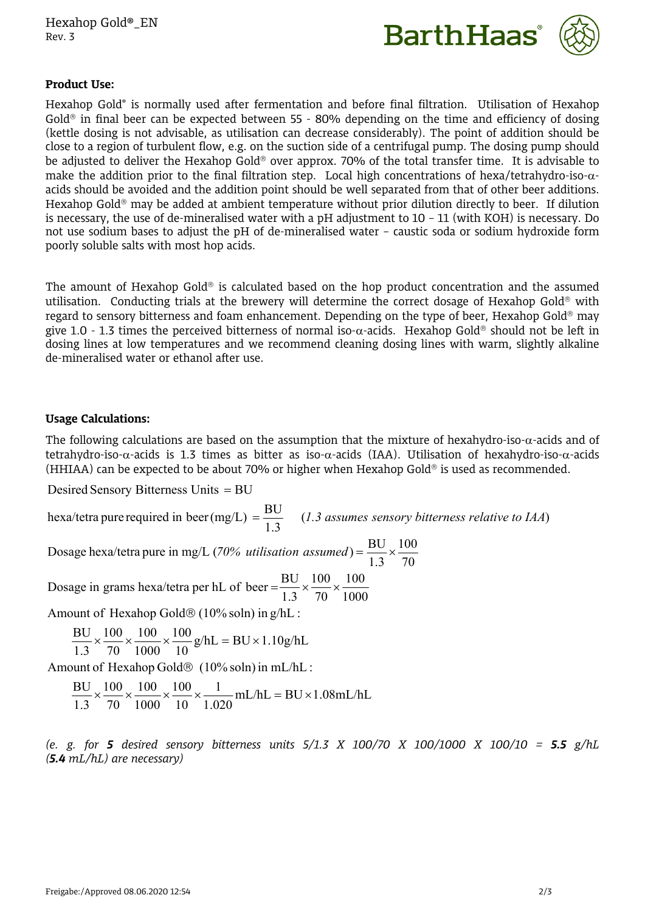**Product Use:**

Hexahop Gold® is normally used after fermentation and before final filtration. Utilisation of Hexahop Gold® in final beer can be expected between 55 - 80% depending on the time and efficiency of dosing (kettle dosing is not advisable, as utilisation can decrease considerably). The point of addition should be close to a region of turbulent flow, e.g. on the suction side of a centrifugal pump. The dosing pump should be adjusted to deliver the Hexahop Gold® over approx. 70% of the total transfer time. It is advisable to make the addition prior to the final filtration step. Local high concentrations of hexa/tetrahydro-iso-α-acids should be avoided and the addition point should be well separated from that of other beer additions. Hexahop Gold® may be added at ambient temperature without prior dilution directly to beer. If dilution is necessary, the use of de-mineralised water with a pH adjustment to 10 – 11 (with KOH) is necessary. Do not use sodium bases to adjust the pH of de-mineralised water – caustic soda or sodium hydroxide form poorly soluble salts with most hop acids.

The amount of Hexahop Gold® is calculated based on the hop product concentration and the assumed utilisation. Conducting trials at the brewery will determine the correct dosage of Hexahop Gold® with regard to sensory bitterness and foam enhancement. Depending on the type of beer, Hexahop Gold® may give 1.0 - 1.3 times the perceived bitterness of normal iso-α-acids. Hexahop Gold® should not be left in dosing lines at low temperatures and we recommend cleaning dosing lines with warm, slightly alkaline de-mineralised water or ethanol after use.

**Usage Calculations:**

The following calculations are based on the assumption that the mixture of hexahydro-iso-α-acids and of tetrahydro-iso-α-acids is 1.3 times as bitter as iso-α-acids (IAA). Utilisation of hexahydro-iso-α-acids (HHIAA) can be expected to be about 70% or higher when Hexahop Gold® is used as recommended.

$$\text{Desired Sensory Bitterness Units} = \text{BU}$$

$$\text{hexa/tetra pure required in beer (mg/L)} = \frac{\text{BU}}{1.3} \quad (\textit{1.3 assumes sensory bitterness relative to IAA})$$

$$\text{Dosage hexa/tetra pure in mg/L } (\textit{70\% utilisation assumed}) = \frac{\text{BU}}{1.3} \times \frac{100}{70}$$

$$\text{Dosage in grams hexa/tetra per hL of beer} = \frac{\text{BU}}{1.3} \times \frac{100}{70} \times \frac{100}{1000}$$

Amount of Hexahop Gold® (10% soln) in g/hL :

$$\frac{\text{BU}}{1.3} \times \frac{100}{70} \times \frac{100}{1000} \times \frac{100}{10}\,\text{g/hL} = \text{BU} \times 1.10\,\text{g/hL}$$

Amount of Hexahop Gold® (10% soln) in mL/hL :

$$\frac{\text{BU}}{1.3} \times \frac{100}{70} \times \frac{100}{1000} \times \frac{100}{10} \times \frac{1}{1.020}\,\text{mL/hL} = \text{BU} \times 1.08\,\text{mL/hL}$$

*(e. g. for **5** desired sensory bitterness units 5/1.3 X 100/70 X 100/1000 X 100/10 = **5.5** g/hL (**5.4** mL/hL) are necessary)*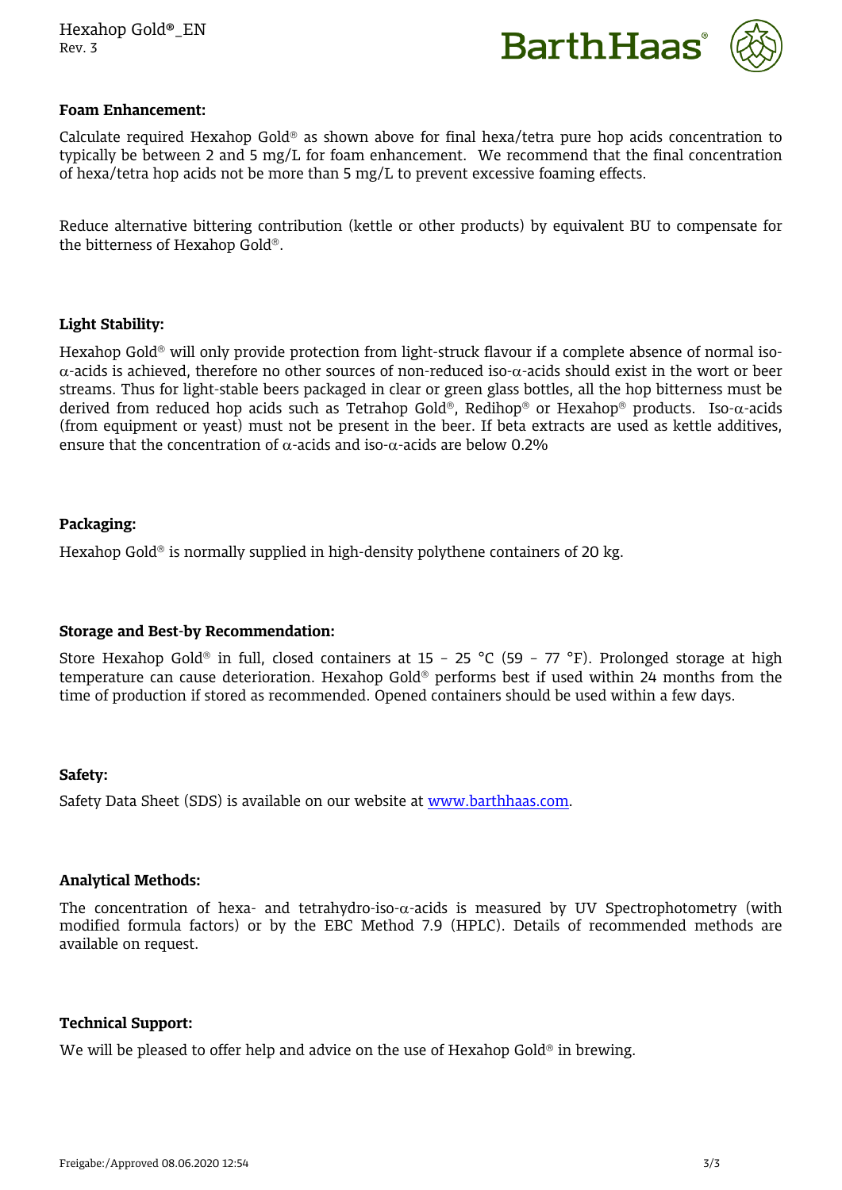**Foam Enhancement:**

Calculate required Hexahop Gold® as shown above for final hexa/tetra pure hop acids concentration to typically be between 2 and 5 mg/L for foam enhancement. We recommend that the final concentration of hexa/tetra hop acids not be more than 5 mg/L to prevent excessive foaming effects.

Reduce alternative bittering contribution (kettle or other products) by equivalent BU to compensate for the bitterness of Hexahop Gold®.

**Light Stability:**

Hexahop Gold® will only provide protection from light-struck flavour if a complete absence of normal iso-$\alpha$-acids is achieved, therefore no other sources of non-reduced iso-$\alpha$-acids should exist in the wort or beer streams. Thus for light-stable beers packaged in clear or green glass bottles, all the hop bitterness must be derived from reduced hop acids such as Tetrahop Gold®, Redihop® or Hexahop® products. Iso-$\alpha$-acids (from equipment or yeast) must not be present in the beer. If beta extracts are used as kettle additives, ensure that the concentration of $\alpha$-acids and iso-$\alpha$-acids are below 0.2%

**Packaging:**

Hexahop Gold® is normally supplied in high-density polythene containers of 20 kg.

**Storage and Best-by Recommendation:**

Store Hexahop Gold® in full, closed containers at 15 – 25 °C (59 – 77 °F). Prolonged storage at high temperature can cause deterioration. Hexahop Gold® performs best if used within 24 months from the time of production if stored as recommended. Opened containers should be used within a few days.

**Safety:**

Safety Data Sheet (SDS) is available on our website at www.barthhaas.com.

**Analytical Methods:**

The concentration of hexa- and tetrahydro-iso-$\alpha$-acids is measured by UV Spectrophotometry (with modified formula factors) or by the EBC Method 7.9 (HPLC). Details of recommended methods are available on request.

**Technical Support:**

We will be pleased to offer help and advice on the use of Hexahop Gold® in brewing.

Freigabe:/Approved 08.06.2020 12:54